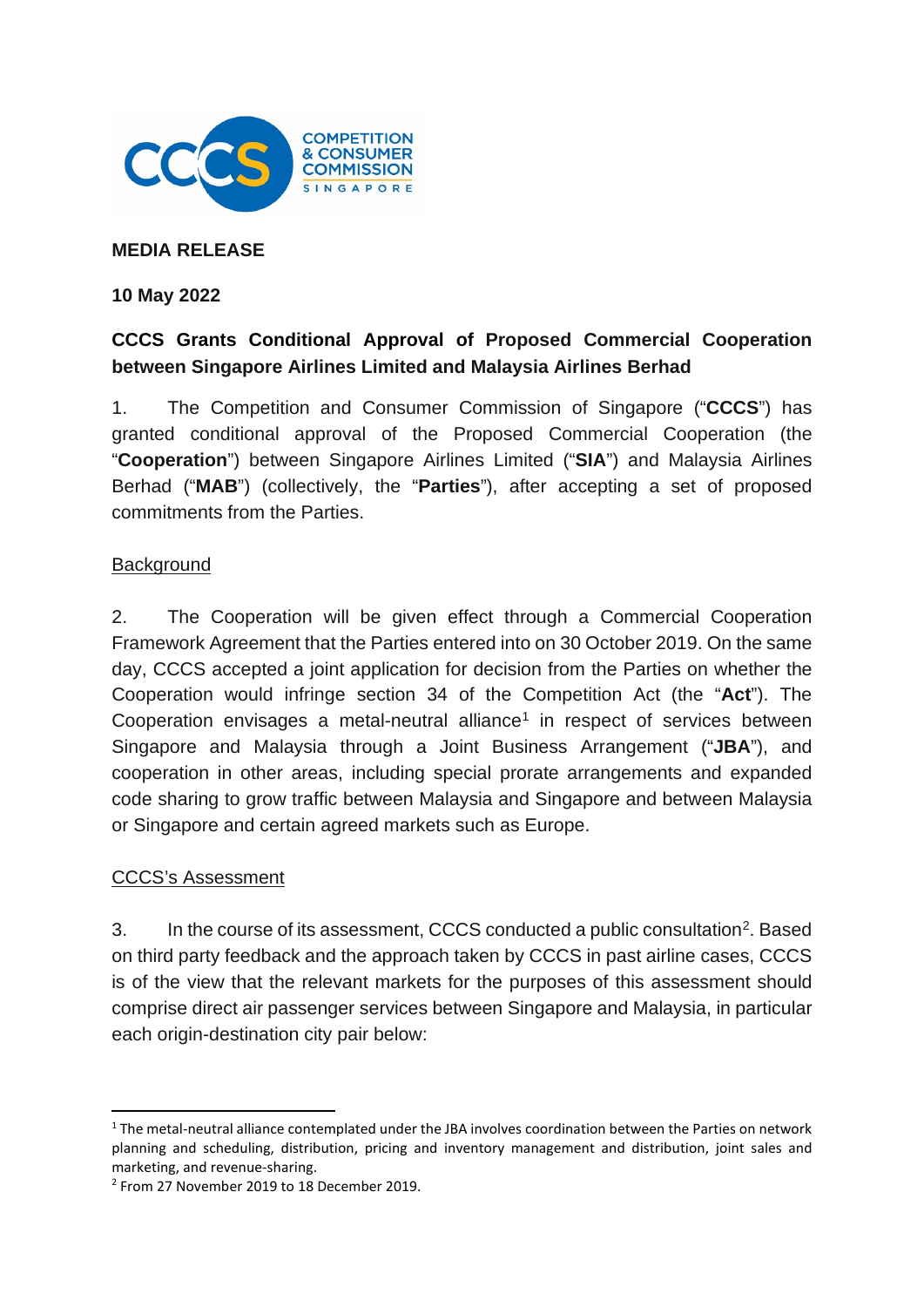**MEDIA RELEASE**

**10 May 2022**

**CCCS Grants Conditional Approval of Proposed Commercial Cooperation between Singapore Airlines Limited and Malaysia Airlines Berhad**

1. The Competition and Consumer Commission of Singapore ("**CCCS**") has granted conditional approval of the Proposed Commercial Cooperation (the "**Cooperation**") between Singapore Airlines Limited ("**SIA**") and Malaysia Airlines Berhad ("**MAB**") (collectively, the "**Parties**"), after accepting a set of proposed commitments from the Parties.

Background

2. The Cooperation will be given effect through a Commercial Cooperation Framework Agreement that the Parties entered into on 30 October 2019. On the same day, CCCS accepted a joint application for decision from the Parties on whether the Cooperation would infringe section 34 of the Competition Act (the "**Act**"). The Cooperation envisages a metal-neutral alliance[1] in respect of services between Singapore and Malaysia through a Joint Business Arrangement ("**JBA**"), and cooperation in other areas, including special prorate arrangements and expanded code sharing to grow traffic between Malaysia and Singapore and between Malaysia or Singapore and certain agreed markets such as Europe.

CCCS's Assessment

3. In the course of its assessment, CCCS conducted a public consultation[2]. Based on third party feedback and the approach taken by CCCS in past airline cases, CCCS is of the view that the relevant markets for the purposes of this assessment should comprise direct air passenger services between Singapore and Malaysia, in particular each origin-destination city pair below:

---

[1] The metal-neutral alliance contemplated under the JBA involves coordination between the Parties on network planning and scheduling, distribution, pricing and inventory management and distribution, joint sales and marketing, and revenue-sharing.

[2] From 27 November 2019 to 18 December 2019.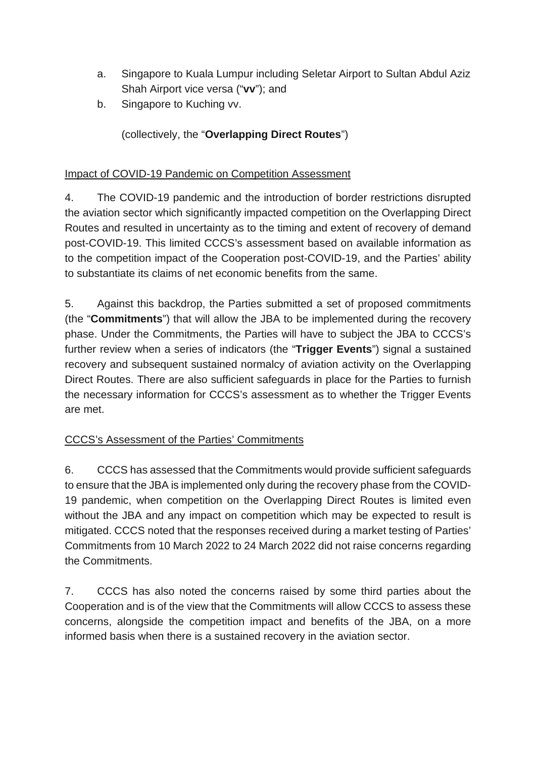a. Singapore to Kuala Lumpur including Seletar Airport to Sultan Abdul Aziz Shah Airport vice versa ("**vv**"); and
b. Singapore to Kuching vv.

(collectively, the "**Overlapping Direct Routes**")

<u>Impact of COVID-19 Pandemic on Competition Assessment</u>

4. The COVID-19 pandemic and the introduction of border restrictions disrupted the aviation sector which significantly impacted competition on the Overlapping Direct Routes and resulted in uncertainty as to the timing and extent of recovery of demand post-COVID-19. This limited CCCS's assessment based on available information as to the competition impact of the Cooperation post-COVID-19, and the Parties' ability to substantiate its claims of net economic benefits from the same.

5. Against this backdrop, the Parties submitted a set of proposed commitments (the "**Commitments**") that will allow the JBA to be implemented during the recovery phase. Under the Commitments, the Parties will have to subject the JBA to CCCS's further review when a series of indicators (the "**Trigger Events**") signal a sustained recovery and subsequent sustained normalcy of aviation activity on the Overlapping Direct Routes. There are also sufficient safeguards in place for the Parties to furnish the necessary information for CCCS's assessment as to whether the Trigger Events are met.

<u>CCCS's Assessment of the Parties' Commitments</u>

6. CCCS has assessed that the Commitments would provide sufficient safeguards to ensure that the JBA is implemented only during the recovery phase from the COVID-19 pandemic, when competition on the Overlapping Direct Routes is limited even without the JBA and any impact on competition which may be expected to result is mitigated. CCCS noted that the responses received during a market testing of Parties' Commitments from 10 March 2022 to 24 March 2022 did not raise concerns regarding the Commitments.

7. CCCS has also noted the concerns raised by some third parties about the Cooperation and is of the view that the Commitments will allow CCCS to assess these concerns, alongside the competition impact and benefits of the JBA, on a more informed basis when there is a sustained recovery in the aviation sector.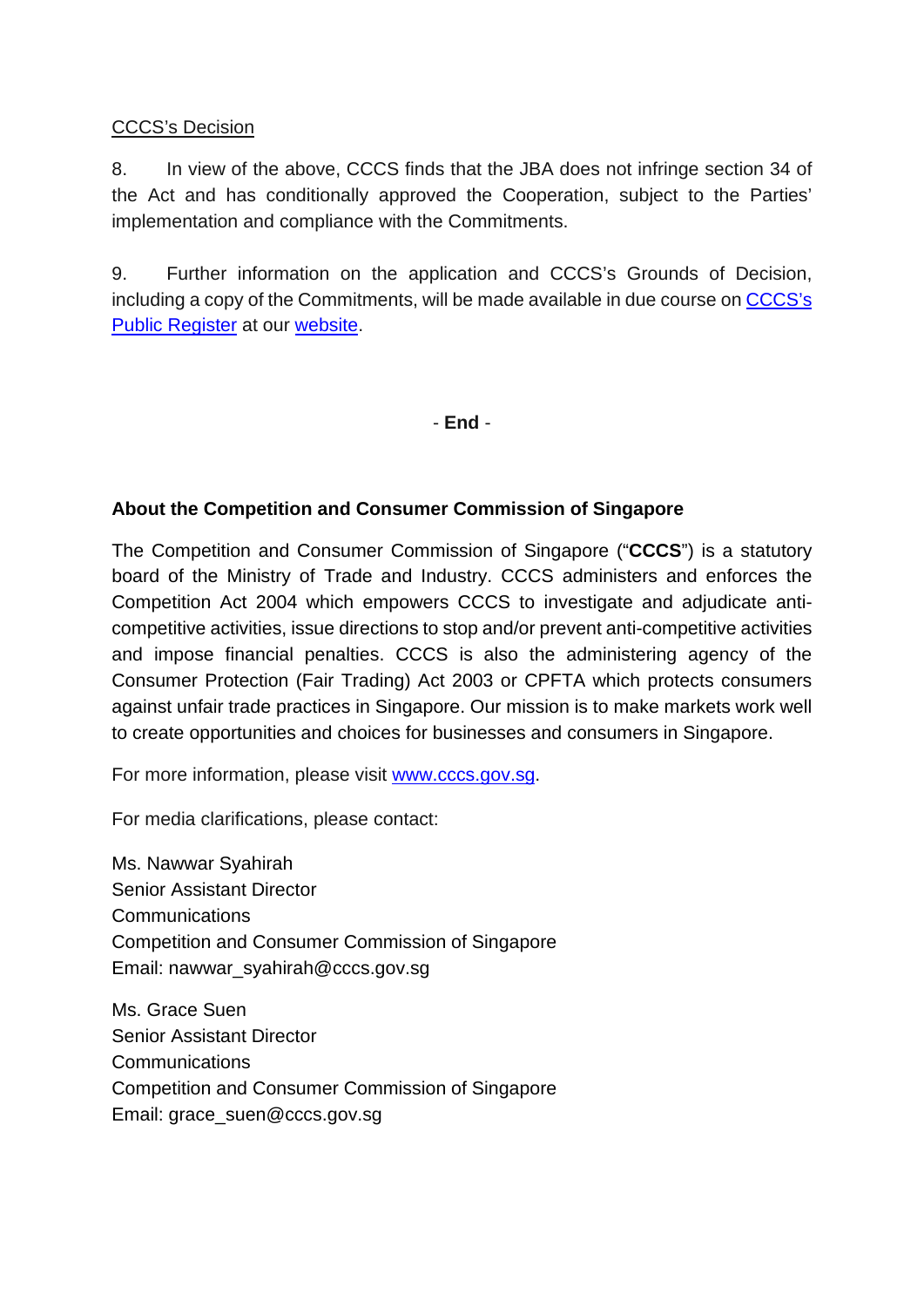CCCS's Decision

8. In view of the above, CCCS finds that the JBA does not infringe section 34 of the Act and has conditionally approved the Cooperation, subject to the Parties' implementation and compliance with the Commitments.

9. Further information on the application and CCCS's Grounds of Decision, including a copy of the Commitments, will be made available in due course on CCCS's Public Register at our website.

- **End** -

**About the Competition and Consumer Commission of Singapore**

The Competition and Consumer Commission of Singapore ("**CCCS**") is a statutory board of the Ministry of Trade and Industry. CCCS administers and enforces the Competition Act 2004 which empowers CCCS to investigate and adjudicate anti-competitive activities, issue directions to stop and/or prevent anti-competitive activities and impose financial penalties. CCCS is also the administering agency of the Consumer Protection (Fair Trading) Act 2003 or CPFTA which protects consumers against unfair trade practices in Singapore. Our mission is to make markets work well to create opportunities and choices for businesses and consumers in Singapore.

For more information, please visit www.cccs.gov.sg.

For media clarifications, please contact:

Ms. Nawwar Syahirah
Senior Assistant Director
Communications
Competition and Consumer Commission of Singapore
Email: nawwar_syahirah@cccs.gov.sg

Ms. Grace Suen
Senior Assistant Director
Communications
Competition and Consumer Commission of Singapore
Email: grace_suen@cccs.gov.sg